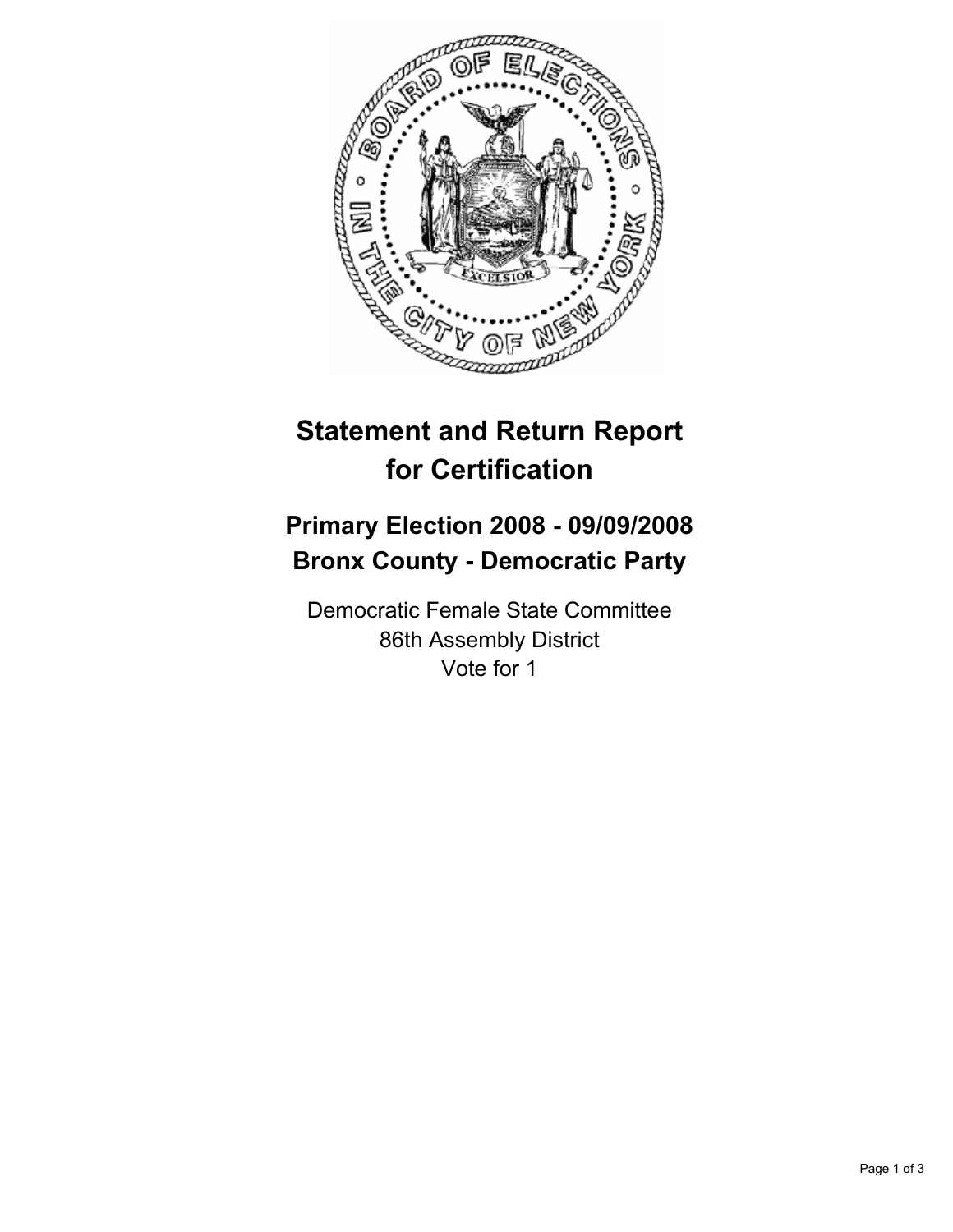# Statement and Return Report for Certification

## Primary Election 2008 - 09/09/2008
## Bronx County - Democratic Party

Democratic Female State Committee
86th Assembly District
Vote for 1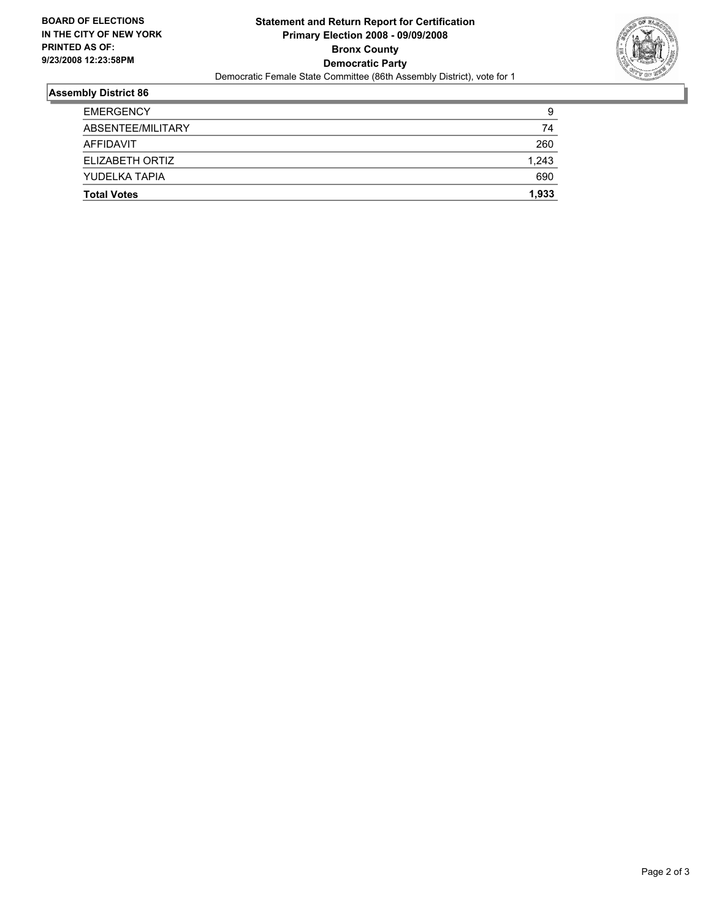**BOARD OF ELECTIONS IN THE CITY OF NEW YORK PRINTED AS OF: 9/23/2008 12:23:58PM**

# Statement and Return Report for Certification
## Primary Election 2008 - 09/09/2008
## Bronx County
## Democratic Party

Democratic Female State Committee (86th Assembly District), vote for 1

### Assembly District 86

| | |
|---|---|
| EMERGENCY | 9 |
| ABSENTEE/MILITARY | 74 |
| AFFIDAVIT | 260 |
| ELIZABETH ORTIZ | 1,243 |
| YUDELKA TAPIA | 690 |
| **Total Votes** | **1,933** |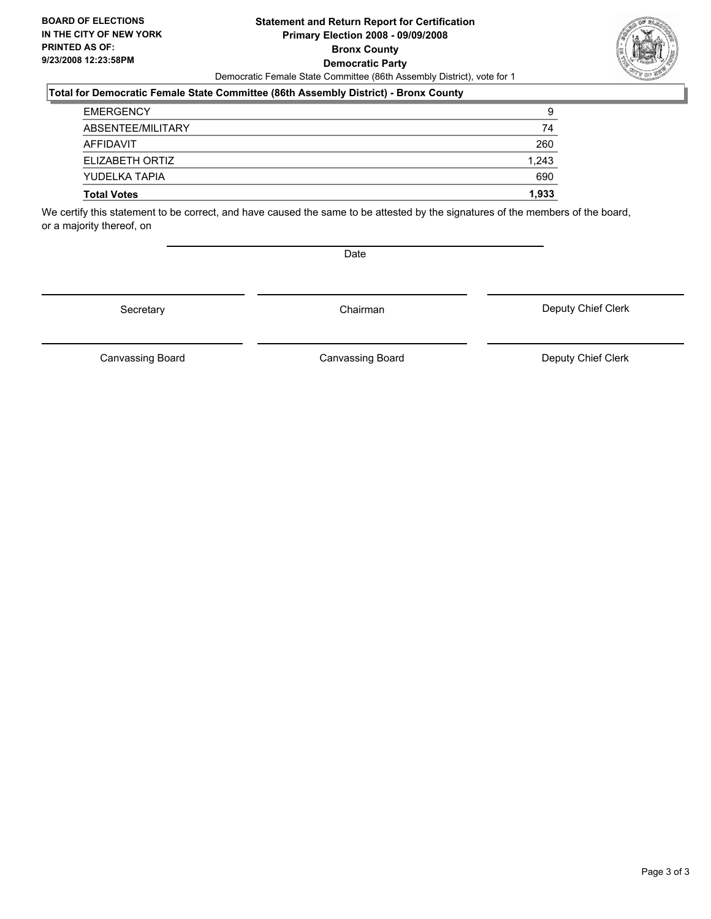**BOARD OF ELECTIONS IN THE CITY OF NEW YORK PRINTED AS OF: 9/23/2008 12:23:58PM**

**Statement and Return Report for Certification**
**Primary Election 2008 - 09/09/2008**
**Bronx County**
**Democratic Party**

Democratic Female State Committee (86th Assembly District), vote for 1

**Total for Democratic Female State Committee (86th Assembly District) - Bronx County**

| | |
|---|---|
| EMERGENCY | 9 |
| ABSENTEE/MILITARY | 74 |
| AFFIDAVIT | 260 |
| ELIZABETH ORTIZ | 1,243 |
| YUDELKA TAPIA | 690 |
| **Total Votes** | **1,933** |

We certify this statement to be correct, and have caused the same to be attested by the signatures of the members of the board, or a majority thereof, on

Date

Secretary

Chairman

Deputy Chief Clerk

Canvassing Board

Canvassing Board

Deputy Chief Clerk